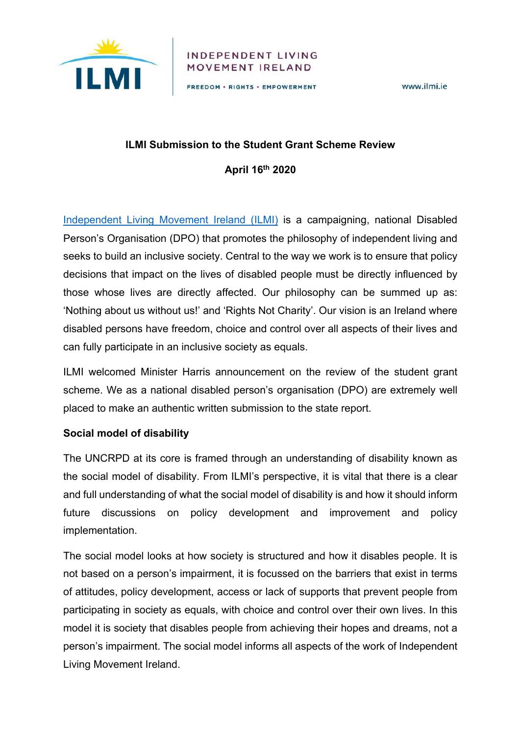INDEPENDENT LIVING MOVEMENT IRELAND

FREEDOM • RIGHTS • EMPOWERMENT

www.ilmi.ie

**ILMI Submission to the Student Grant Scheme Review**

**April 16th 2020**

Independent Living Movement Ireland (ILMI) is a campaigning, national Disabled Person's Organisation (DPO) that promotes the philosophy of independent living and seeks to build an inclusive society. Central to the way we work is to ensure that policy decisions that impact on the lives of disabled people must be directly influenced by those whose lives are directly affected. Our philosophy can be summed up as: 'Nothing about us without us!' and 'Rights Not Charity'. Our vision is an Ireland where disabled persons have freedom, choice and control over all aspects of their lives and can fully participate in an inclusive society as equals.

ILMI welcomed Minister Harris announcement on the review of the student grant scheme. We as a national disabled person's organisation (DPO) are extremely well placed to make an authentic written submission to the state report.

**Social model of disability**

The UNCRPD at its core is framed through an understanding of disability known as the social model of disability. From ILMI's perspective, it is vital that there is a clear and full understanding of what the social model of disability is and how it should inform future discussions on policy development and improvement and policy implementation.

The social model looks at how society is structured and how it disables people. It is not based on a person's impairment, it is focussed on the barriers that exist in terms of attitudes, policy development, access or lack of supports that prevent people from participating in society as equals, with choice and control over their own lives. In this model it is society that disables people from achieving their hopes and dreams, not a person's impairment. The social model informs all aspects of the work of Independent Living Movement Ireland.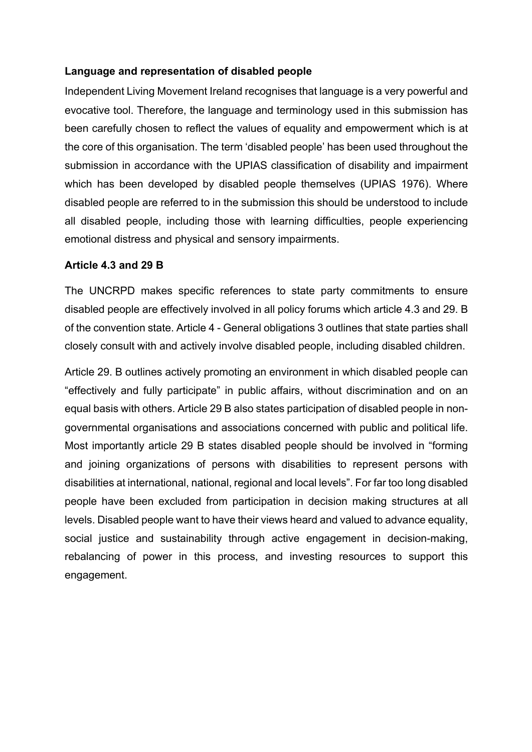**Language and representation of disabled people**

Independent Living Movement Ireland recognises that language is a very powerful and evocative tool. Therefore, the language and terminology used in this submission has been carefully chosen to reflect the values of equality and empowerment which is at the core of this organisation. The term 'disabled people' has been used throughout the submission in accordance with the UPIAS classification of disability and impairment which has been developed by disabled people themselves (UPIAS 1976). Where disabled people are referred to in the submission this should be understood to include all disabled people, including those with learning difficulties, people experiencing emotional distress and physical and sensory impairments.

**Article 4.3 and 29 B**

The UNCRPD makes specific references to state party commitments to ensure disabled people are effectively involved in all policy forums which article 4.3 and 29. B of the convention state. Article 4 - General obligations 3 outlines that state parties shall closely consult with and actively involve disabled people, including disabled children.

Article 29. B outlines actively promoting an environment in which disabled people can "effectively and fully participate" in public affairs, without discrimination and on an equal basis with others. Article 29 B also states participation of disabled people in non-governmental organisations and associations concerned with public and political life. Most importantly article 29 B states disabled people should be involved in "forming and joining organizations of persons with disabilities to represent persons with disabilities at international, national, regional and local levels". For far too long disabled people have been excluded from participation in decision making structures at all levels. Disabled people want to have their views heard and valued to advance equality, social justice and sustainability through active engagement in decision-making, rebalancing of power in this process, and investing resources to support this engagement.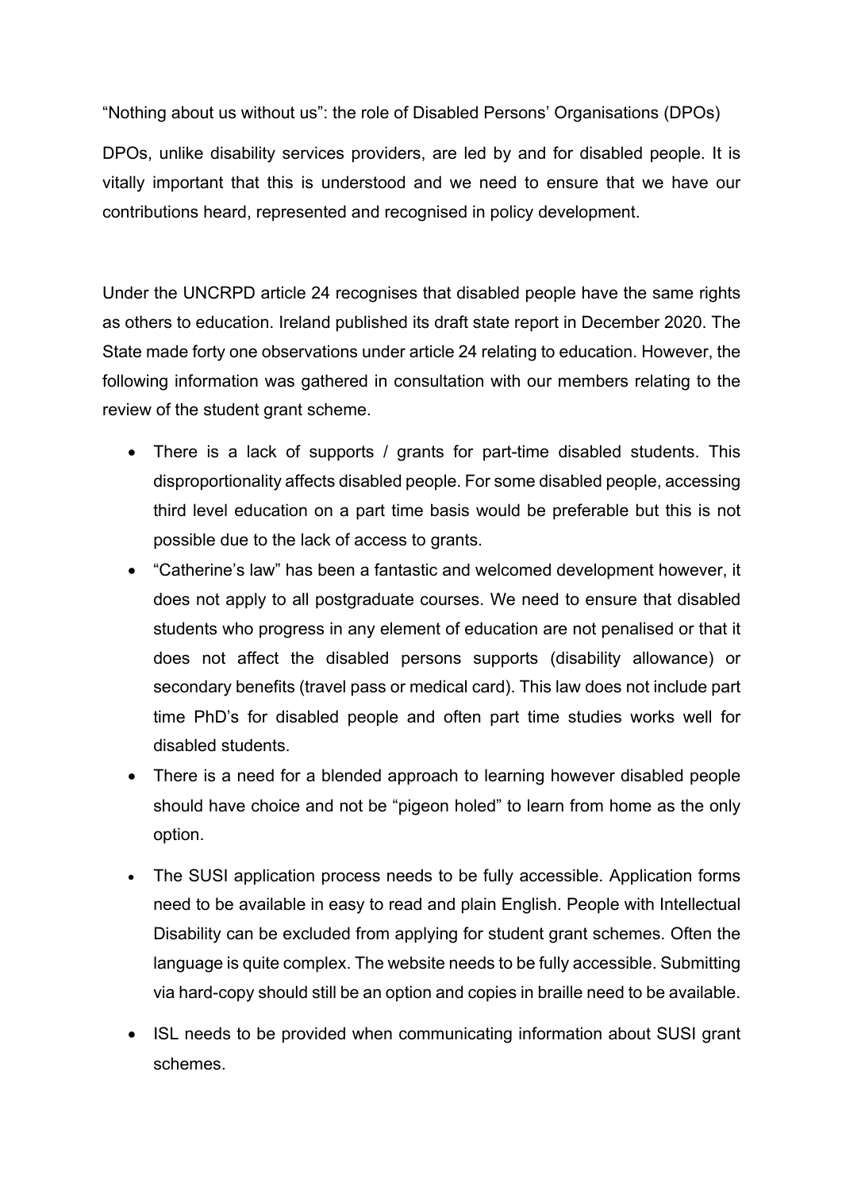“Nothing about us without us”: the role of Disabled Persons’ Organisations (DPOs)

DPOs, unlike disability services providers, are led by and for disabled people. It is vitally important that this is understood and we need to ensure that we have our contributions heard, represented and recognised in policy development.

Under the UNCRPD article 24 recognises that disabled people have the same rights as others to education. Ireland published its draft state report in December 2020. The State made forty one observations under article 24 relating to education. However, the following information was gathered in consultation with our members relating to the review of the student grant scheme.

- There is a lack of supports / grants for part-time disabled students. This disproportionality affects disabled people. For some disabled people, accessing third level education on a part time basis would be preferable but this is not possible due to the lack of access to grants.
- “Catherine’s law” has been a fantastic and welcomed development however, it does not apply to all postgraduate courses. We need to ensure that disabled students who progress in any element of education are not penalised or that it does not affect the disabled persons supports (disability allowance) or secondary benefits (travel pass or medical card). This law does not include part time PhD’s for disabled people and often part time studies works well for disabled students.
- There is a need for a blended approach to learning however disabled people should have choice and not be “pigeon holed” to learn from home as the only option.
- The SUSI application process needs to be fully accessible. Application forms need to be available in easy to read and plain English. People with Intellectual Disability can be excluded from applying for student grant schemes. Often the language is quite complex. The website needs to be fully accessible. Submitting via hard-copy should still be an option and copies in braille need to be available.
- ISL needs to be provided when communicating information about SUSI grant schemes.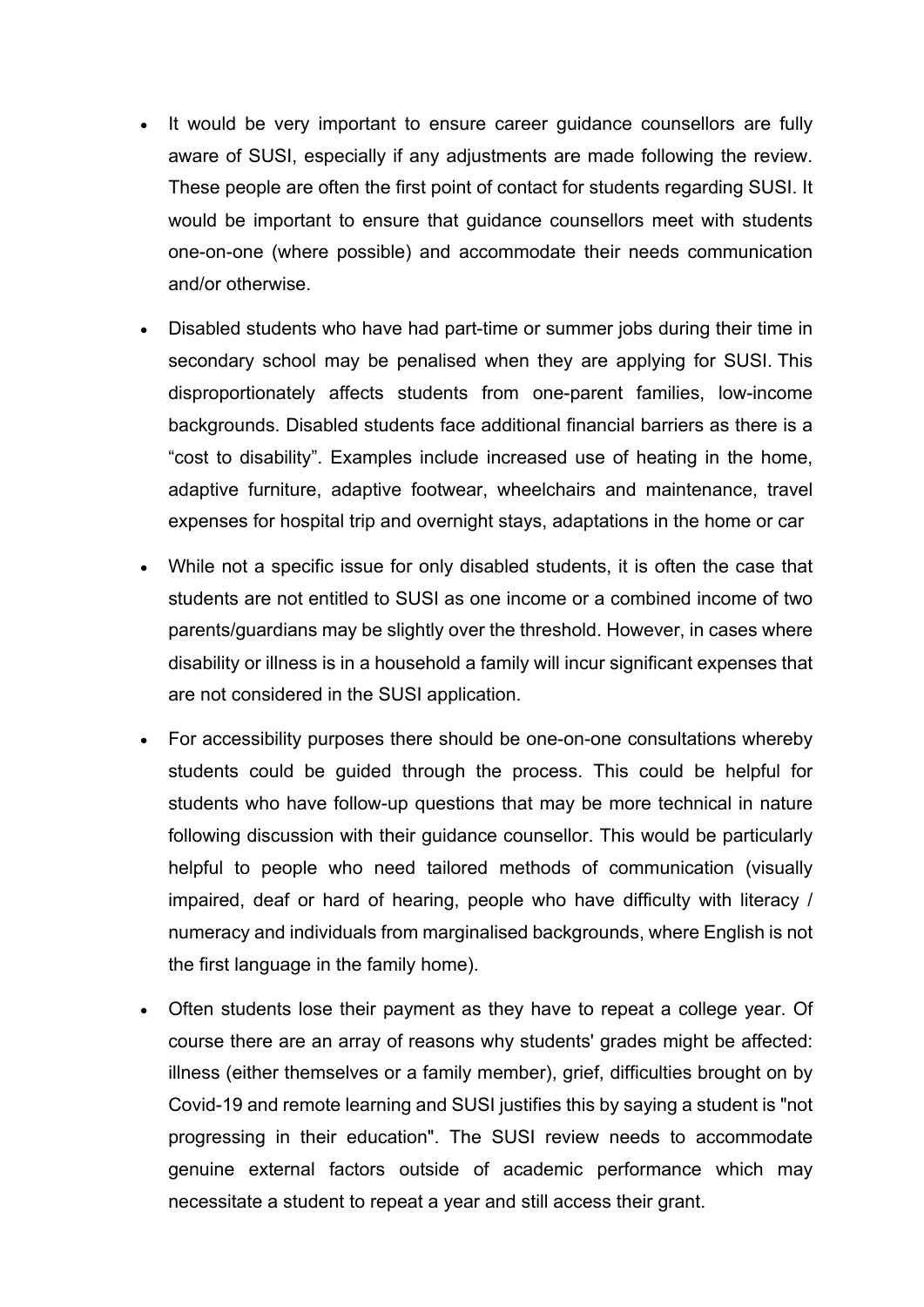- It would be very important to ensure career guidance counsellors are fully aware of SUSI, especially if any adjustments are made following the review. These people are often the first point of contact for students regarding SUSI. It would be important to ensure that guidance counsellors meet with students one-on-one (where possible) and accommodate their needs communication and/or otherwise.
- Disabled students who have had part-time or summer jobs during their time in secondary school may be penalised when they are applying for SUSI. This disproportionately affects students from one-parent families, low-income backgrounds. Disabled students face additional financial barriers as there is a "cost to disability". Examples include increased use of heating in the home, adaptive furniture, adaptive footwear, wheelchairs and maintenance, travel expenses for hospital trip and overnight stays, adaptations in the home or car
- While not a specific issue for only disabled students, it is often the case that students are not entitled to SUSI as one income or a combined income of two parents/guardians may be slightly over the threshold. However, in cases where disability or illness is in a household a family will incur significant expenses that are not considered in the SUSI application.
- For accessibility purposes there should be one-on-one consultations whereby students could be guided through the process. This could be helpful for students who have follow-up questions that may be more technical in nature following discussion with their guidance counsellor. This would be particularly helpful to people who need tailored methods of communication (visually impaired, deaf or hard of hearing, people who have difficulty with literacy / numeracy and individuals from marginalised backgrounds, where English is not the first language in the family home).
- Often students lose their payment as they have to repeat a college year. Of course there are an array of reasons why students' grades might be affected: illness (either themselves or a family member), grief, difficulties brought on by Covid-19 and remote learning and SUSI justifies this by saying a student is "not progressing in their education". The SUSI review needs to accommodate genuine external factors outside of academic performance which may necessitate a student to repeat a year and still access their grant.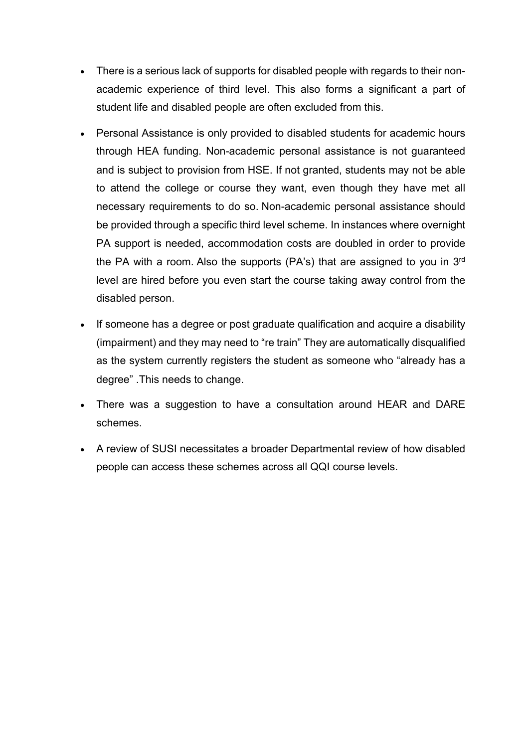- There is a serious lack of supports for disabled people with regards to their non-academic experience of third level. This also forms a significant a part of student life and disabled people are often excluded from this.
- Personal Assistance is only provided to disabled students for academic hours through HEA funding. Non-academic personal assistance is not guaranteed and is subject to provision from HSE. If not granted, students may not be able to attend the college or course they want, even though they have met all necessary requirements to do so. Non-academic personal assistance should be provided through a specific third level scheme. In instances where overnight PA support is needed, accommodation costs are doubled in order to provide the PA with a room. Also the supports (PA's) that are assigned to you in 3rd level are hired before you even start the course taking away control from the disabled person.
- If someone has a degree or post graduate qualification and acquire a disability (impairment) and they may need to "re train" They are automatically disqualified as the system currently registers the student as someone who "already has a degree" .This needs to change.
- There was a suggestion to have a consultation around HEAR and DARE schemes.
- A review of SUSI necessitates a broader Departmental review of how disabled people can access these schemes across all QQI course levels.